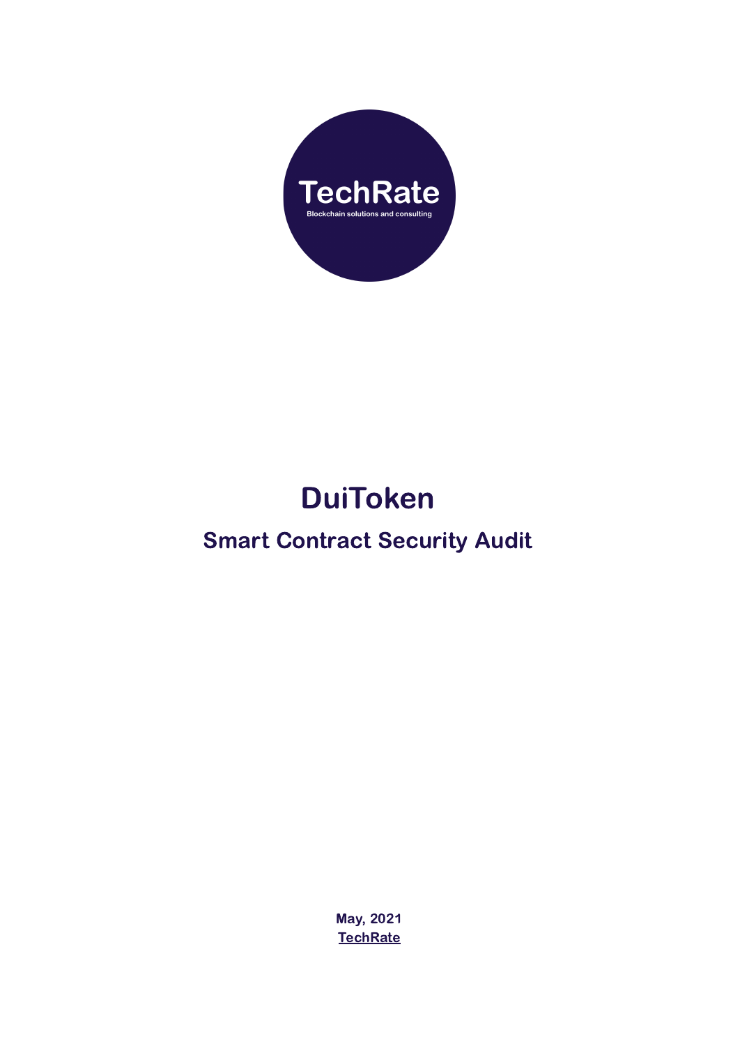TechRate

Blockchain solutions and consulting

# DuiToken

## Smart Contract Security Audit

**May, 2021**
**TechRate**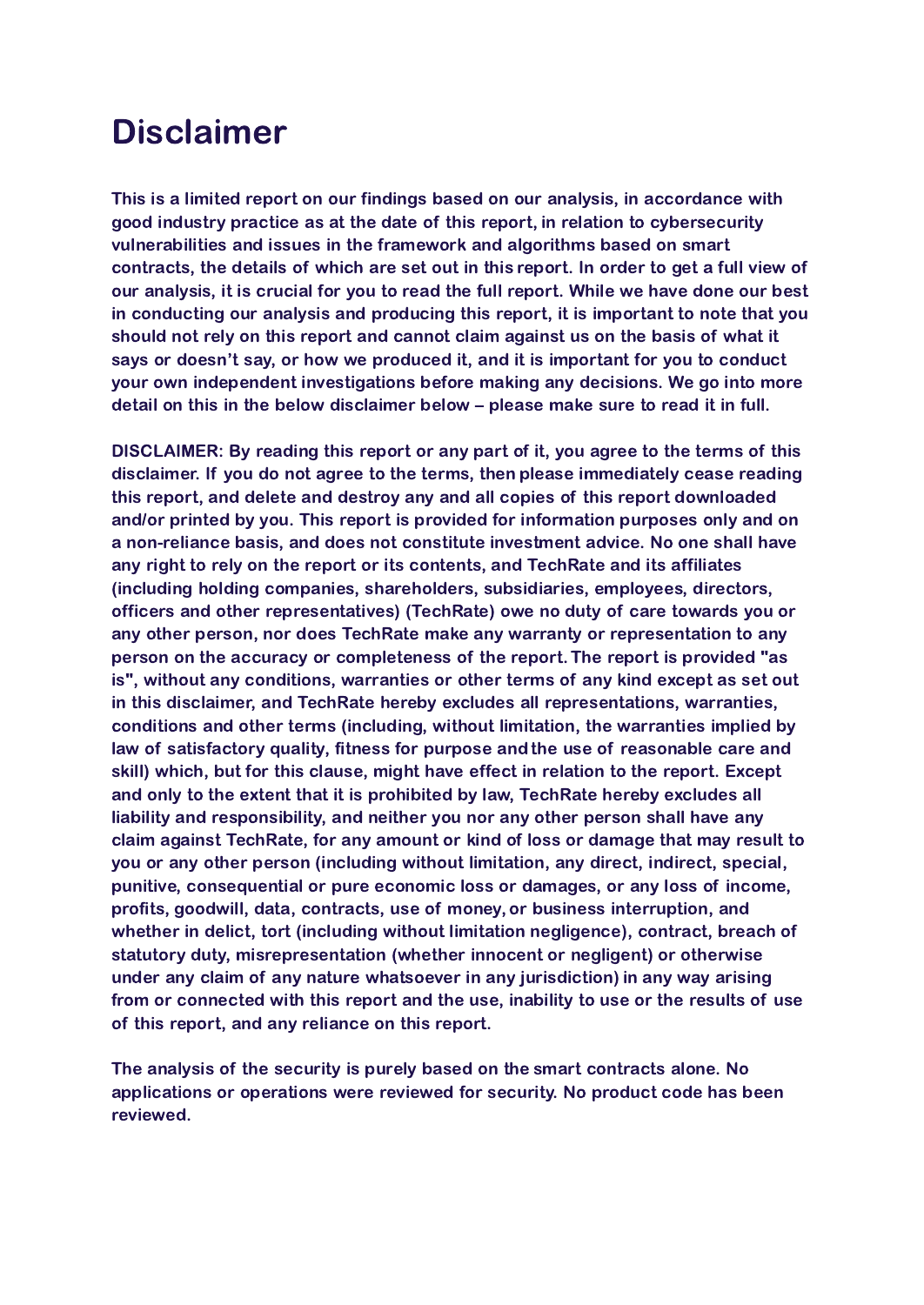# Disclaimer

**This is a limited report on our findings based on our analysis, in accordance with good industry practice as at the date of this report, in relation to cybersecurity vulnerabilities and issues in the framework and algorithms based on smart contracts, the details of which are set out in this report. In order to get a full view of our analysis, it is crucial for you to read the full report. While we have done our best in conducting our analysis and producing this report, it is important to note that you should not rely on this report and cannot claim against us on the basis of what it says or doesn't say, or how we produced it, and it is important for you to conduct your own independent investigations before making any decisions. We go into more detail on this in the below disclaimer below – please make sure to read it in full.**

**DISCLAIMER: By reading this report or any part of it, you agree to the terms of this disclaimer. If you do not agree to the terms, then please immediately cease reading this report, and delete and destroy any and all copies of this report downloaded and/or printed by you. This report is provided for information purposes only and on a non-reliance basis, and does not constitute investment advice. No one shall have any right to rely on the report or its contents, and TechRate and its affiliates (including holding companies, shareholders, subsidiaries, employees, directors, officers and other representatives) (TechRate) owe no duty of care towards you or any other person, nor does TechRate make any warranty or representation to any person on the accuracy or completeness of the report. The report is provided "as is", without any conditions, warranties or other terms of any kind except as set out in this disclaimer, and TechRate hereby excludes all representations, warranties, conditions and other terms (including, without limitation, the warranties implied by law of satisfactory quality, fitness for purpose and the use of reasonable care and skill) which, but for this clause, might have effect in relation to the report. Except and only to the extent that it is prohibited by law, TechRate hereby excludes all liability and responsibility, and neither you nor any other person shall have any claim against TechRate, for any amount or kind of loss or damage that may result to you or any other person (including without limitation, any direct, indirect, special, punitive, consequential or pure economic loss or damages, or any loss of income, profits, goodwill, data, contracts, use of money, or business interruption, and whether in delict, tort (including without limitation negligence), contract, breach of statutory duty, misrepresentation (whether innocent or negligent) or otherwise under any claim of any nature whatsoever in any jurisdiction) in any way arising from or connected with this report and the use, inability to use or the results of use of this report, and any reliance on this report.**

**The analysis of the security is purely based on the smart contracts alone. No applications or operations were reviewed for security. No product code has been reviewed.**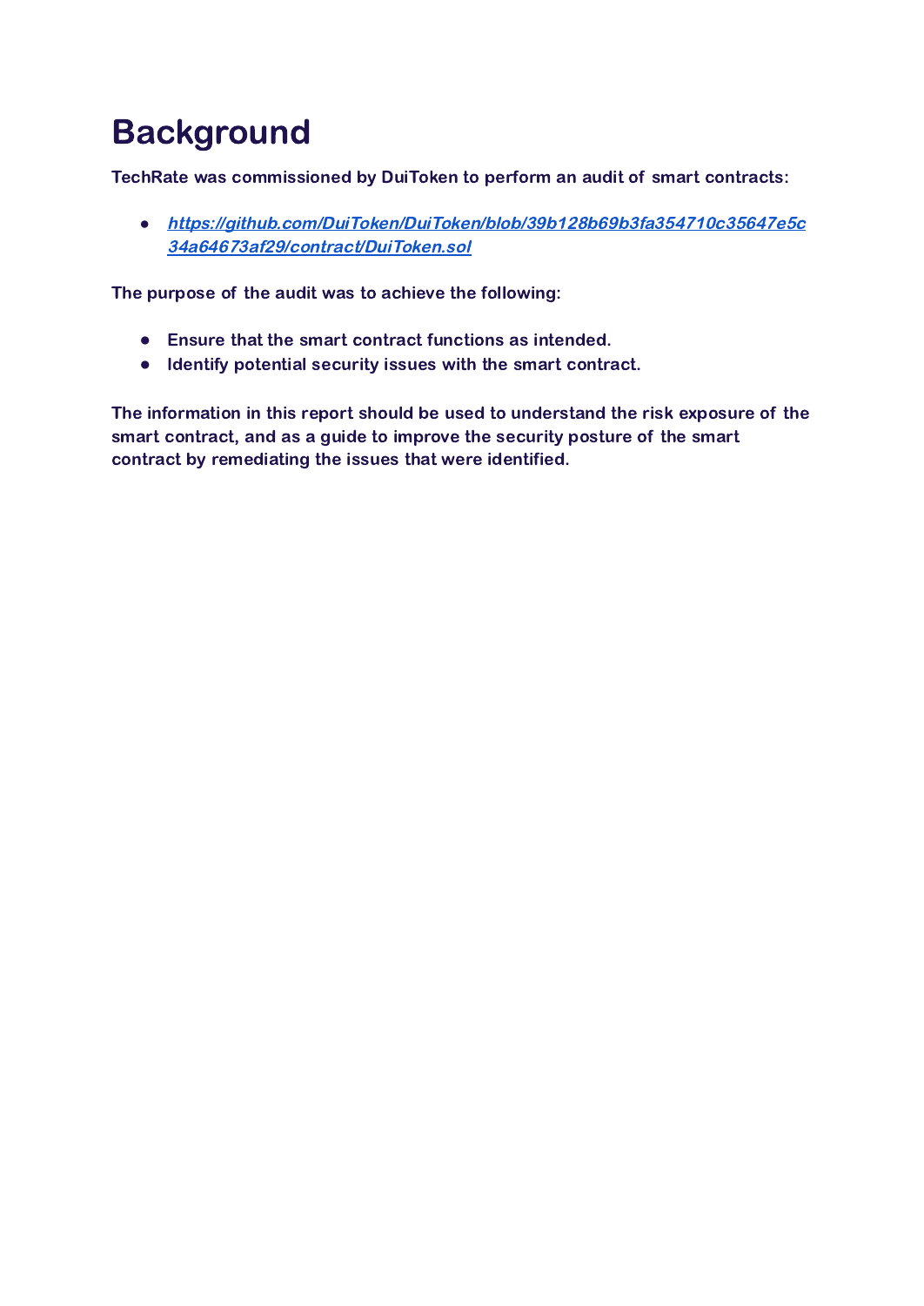# Background

**TechRate was commissioned by DuiToken to perform an audit of smart contracts:**

- [***https://github.com/DuiToken/DuiToken/blob/39b128b69b3fa354710c35647e5c34a64673af29/contract/DuiToken.sol***](https://github.com/DuiToken/DuiToken/blob/39b128b69b3fa354710c35647e5c34a64673af29/contract/DuiToken.sol)

**The purpose of the audit was to achieve the following:**

- **Ensure that the smart contract functions as intended.**
- **Identify potential security issues with the smart contract.**

**The information in this report should be used to understand the risk exposure of the smart contract, and as a guide to improve the security posture of the smart contract by remediating the issues that were identified.**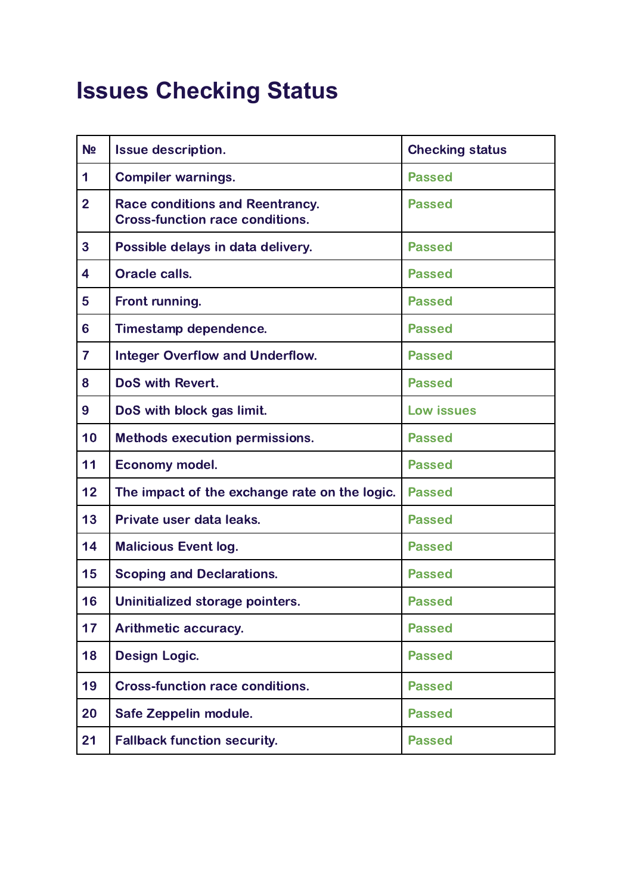# Issues Checking Status

| № | Issue description. | Checking status |
|---|---|---|
| 1 | Compiler warnings. | Passed |
| 2 | Race conditions and Reentrancy. Cross-function race conditions. | Passed |
| 3 | Possible delays in data delivery. | Passed |
| 4 | Oracle calls. | Passed |
| 5 | Front running. | Passed |
| 6 | Timestamp dependence. | Passed |
| 7 | Integer Overflow and Underflow. | Passed |
| 8 | DoS with Revert. | Passed |
| 9 | DoS with block gas limit. | Low issues |
| 10 | Methods execution permissions. | Passed |
| 11 | Economy model. | Passed |
| 12 | The impact of the exchange rate on the logic. | Passed |
| 13 | Private user data leaks. | Passed |
| 14 | Malicious Event log. | Passed |
| 15 | Scoping and Declarations. | Passed |
| 16 | Uninitialized storage pointers. | Passed |
| 17 | Arithmetic accuracy. | Passed |
| 18 | Design Logic. | Passed |
| 19 | Cross-function race conditions. | Passed |
| 20 | Safe Zeppelin module. | Passed |
| 21 | Fallback function security. | Passed |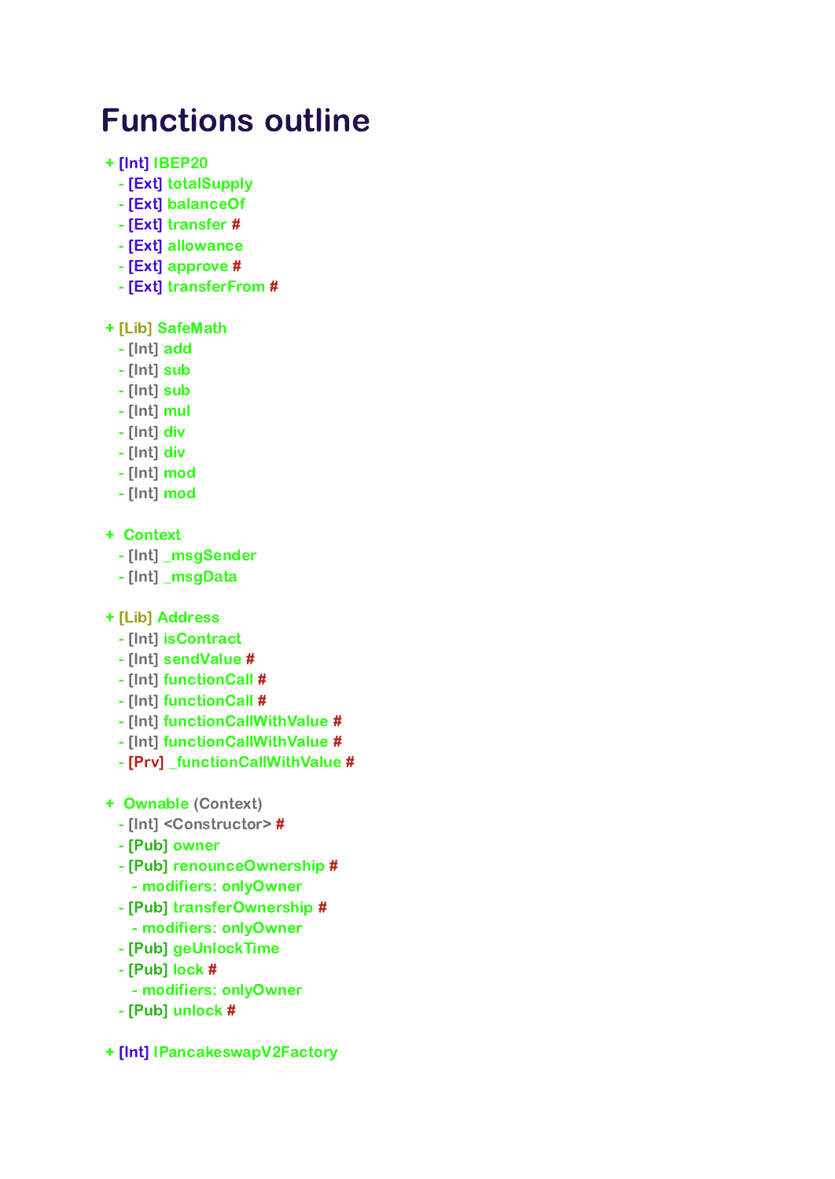# Functions outline

+ [Int] IBEP20
  - [Ext] totalSupply
  - [Ext] balanceOf
  - [Ext] transfer #
  - [Ext] allowance
  - [Ext] approve #
  - [Ext] transferFrom #

+ [Lib] SafeMath
  - [Int] add
  - [Int] sub
  - [Int] sub
  - [Int] mul
  - [Int] div
  - [Int] div
  - [Int] mod
  - [Int] mod

+ Context
  - [Int] _msgSender
  - [Int] _msgData

+ [Lib] Address
  - [Int] isContract
  - [Int] sendValue #
  - [Int] functionCall #
  - [Int] functionCall #
  - [Int] functionCallWithValue #
  - [Int] functionCallWithValue #
  - [Prv] _functionCallWithValue #

+ Ownable (Context)
  - [Int] <Constructor> #
  - [Pub] owner
  - [Pub] renounceOwnership #
    - modifiers: onlyOwner
  - [Pub] transferOwnership #
    - modifiers: onlyOwner
  - [Pub] geUnlockTime
  - [Pub] lock #
    - modifiers: onlyOwner
  - [Pub] unlock #

+ [Int] IPancakeswapV2Factory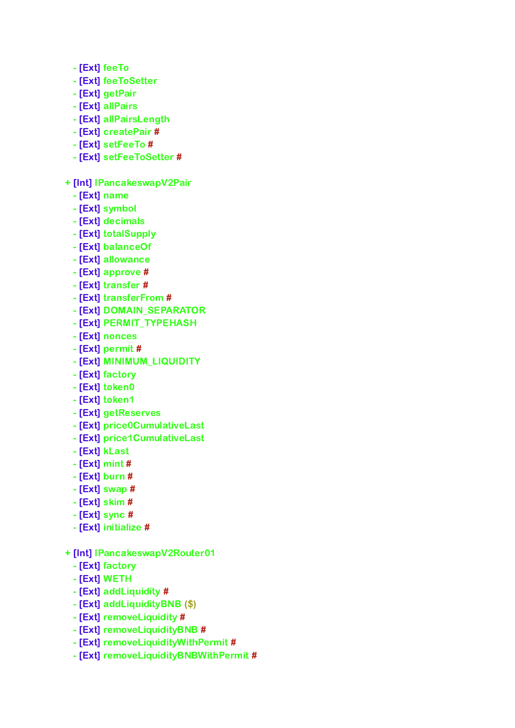- [Ext] feeTo
  - [Ext] feeToSetter
  - [Ext] getPair
  - [Ext] allPairs
  - [Ext] allPairsLength
  - [Ext] createPair #
  - [Ext] setFeeTo #
  - [Ext] setFeeToSetter #

+ [Int] IPancakeswapV2Pair
  - [Ext] name
  - [Ext] symbol
  - [Ext] decimals
  - [Ext] totalSupply
  - [Ext] balanceOf
  - [Ext] allowance
  - [Ext] approve #
  - [Ext] transfer #
  - [Ext] transferFrom #
  - [Ext] DOMAIN_SEPARATOR
  - [Ext] PERMIT_TYPEHASH
  - [Ext] nonces
  - [Ext] permit #
  - [Ext] MINIMUM_LIQUIDITY
  - [Ext] factory
  - [Ext] token0
  - [Ext] token1
  - [Ext] getReserves
  - [Ext] price0CumulativeLast
  - [Ext] price1CumulativeLast
  - [Ext] kLast
  - [Ext] mint #
  - [Ext] burn #
  - [Ext] swap #
  - [Ext] skim #
  - [Ext] sync #
  - [Ext] initialize #

+ [Int] IPancakeswapV2Router01
  - [Ext] factory
  - [Ext] WETH
  - [Ext] addLiquidity #
  - [Ext] addLiquidityBNB ($)
  - [Ext] removeLiquidity #
  - [Ext] removeLiquidityBNB #
  - [Ext] removeLiquidityWithPermit #
  - [Ext] removeLiquidityBNBWithPermit #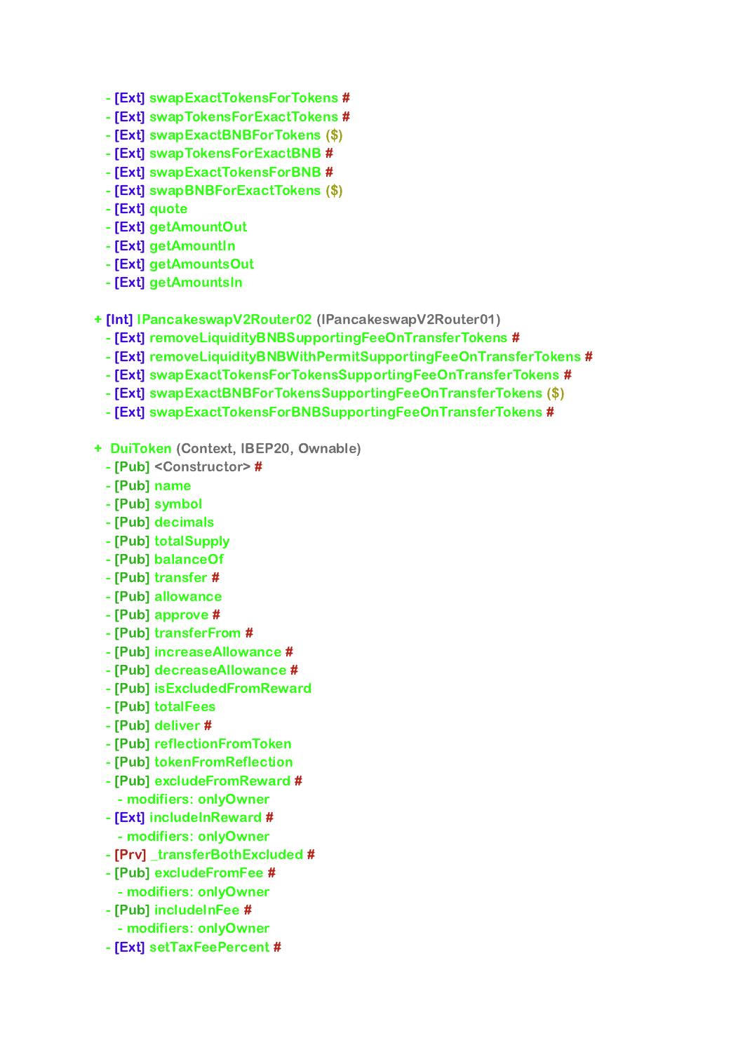```
    - [Ext] swapExactTokensForTokens #
    - [Ext] swapTokensForExactTokens #
    - [Ext] swapExactBNBForTokens ($)
    - [Ext] swapTokensForExactBNB #
    - [Ext] swapExactTokensForBNB #
    - [Ext] swapBNBForExactTokens ($)
    - [Ext] quote
    - [Ext] getAmountOut
    - [Ext] getAmountIn
    - [Ext] getAmountsOut
    - [Ext] getAmountsIn

 + [Int] IPancakeswapV2Router02 (IPancakeswapV2Router01)
    - [Ext] removeLiquidityBNBSupportingFeeOnTransferTokens #
    - [Ext] removeLiquidityBNBWithPermitSupportingFeeOnTransferTokens #
    - [Ext] swapExactTokensForTokensSupportingFeeOnTransferTokens #
    - [Ext] swapExactBNBForTokensSupportingFeeOnTransferTokens ($)
    - [Ext] swapExactTokensForBNBSupportingFeeOnTransferTokens #

 +  DuiToken (Context, IBEP20, Ownable)
    - [Pub] <Constructor> #
    - [Pub] name
    - [Pub] symbol
    - [Pub] decimals
    - [Pub] totalSupply
    - [Pub] balanceOf
    - [Pub] transfer #
    - [Pub] allowance
    - [Pub] approve #
    - [Pub] transferFrom #
    - [Pub] increaseAllowance #
    - [Pub] decreaseAllowance #
    - [Pub] isExcludedFromReward
    - [Pub] totalFees
    - [Pub] deliver #
    - [Pub] reflectionFromToken
    - [Pub] tokenFromReflection
    - [Pub] excludeFromReward #
       - modifiers: onlyOwner
    - [Ext] includeInReward #
       - modifiers: onlyOwner
    - [Prv] _transferBothExcluded #
    - [Pub] excludeFromFee #
       - modifiers: onlyOwner
    - [Pub] includeInFee #
       - modifiers: onlyOwner
    - [Ext] setTaxFeePercent #
```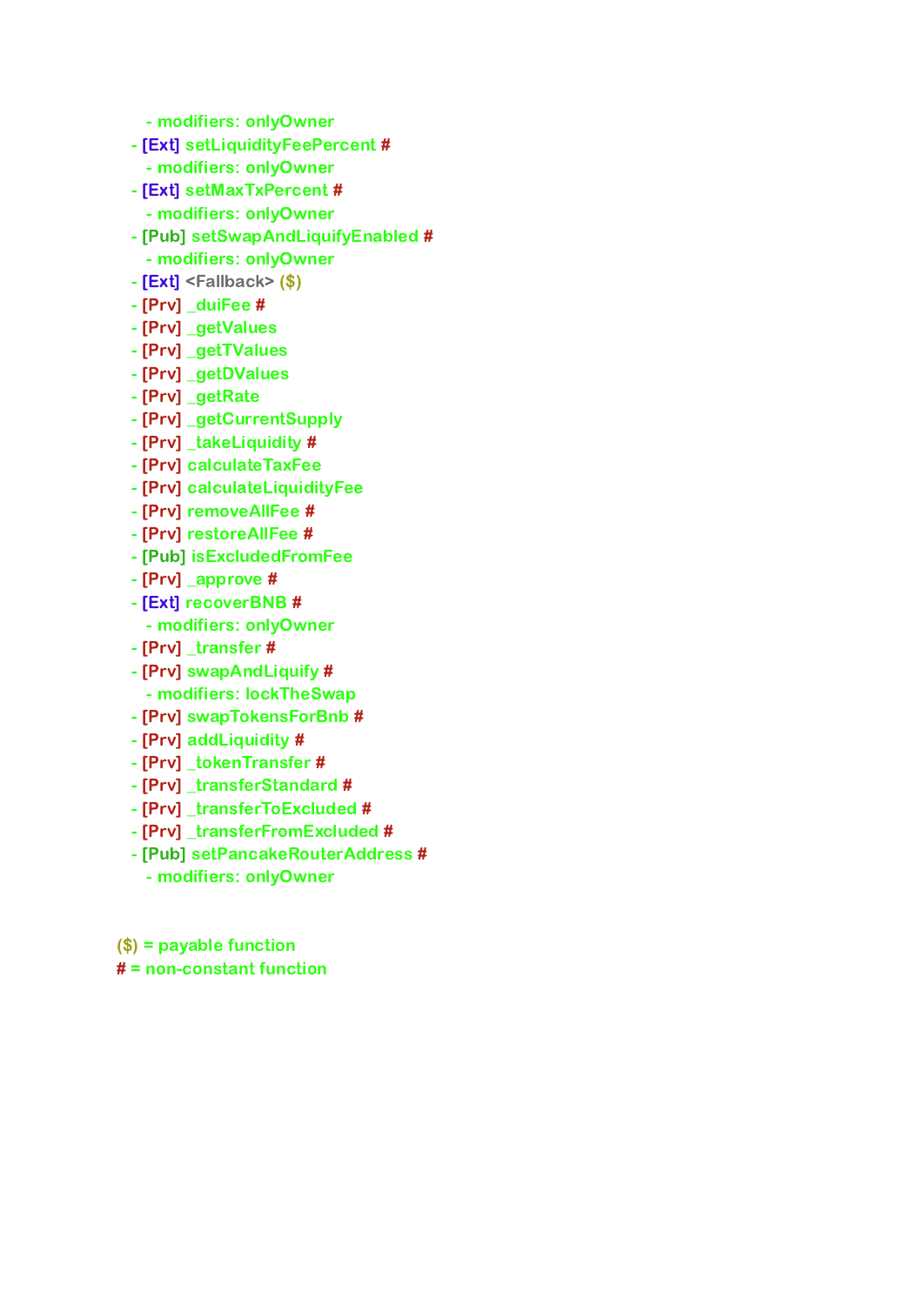- modifiers: onlyOwner
- [Ext] setLiquidityFeePercent #
  - modifiers: onlyOwner
- [Ext] setMaxTxPercent #
  - modifiers: onlyOwner
- [Pub] setSwapAndLiquifyEnabled #
  - modifiers: onlyOwner
- [Ext] <Fallback> ($)
- [Prv] _duiFee #
- [Prv] _getValues
- [Prv] _getTValues
- [Prv] _getDValues
- [Prv] _getRate
- [Prv] _getCurrentSupply
- [Prv] _takeLiquidity #
- [Prv] calculateTaxFee
- [Prv] calculateLiquidityFee
- [Prv] removeAllFee #
- [Prv] restoreAllFee #
- [Pub] isExcludedFromFee
- [Prv] _approve #
- [Ext] recoverBNB #
  - modifiers: onlyOwner
- [Prv] _transfer #
- [Prv] swapAndLiquify #
  - modifiers: lockTheSwap
- [Prv] swapTokensForBnb #
- [Prv] addLiquidity #
- [Prv] _tokenTransfer #
- [Prv] _transferStandard #
- [Prv] _transferToExcluded #
- [Prv] _transferFromExcluded #
- [Pub] setPancakeRouterAddress #
  - modifiers: onlyOwner

($) = payable function
# = non-constant function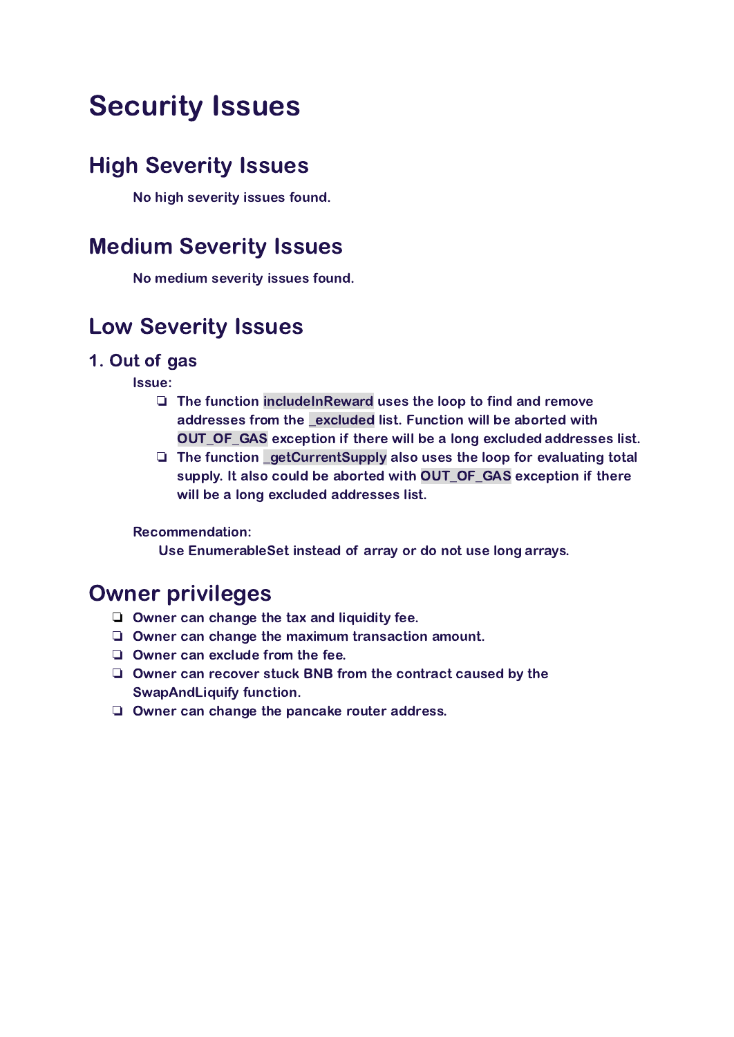# Security Issues

## High Severity Issues

No high severity issues found.

## Medium Severity Issues

No medium severity issues found.

## Low Severity Issues

### 1. Out of gas

**Issue:**

- The function `includeInReward` uses the loop to find and remove addresses from the `_excluded` list. Function will be aborted with `OUT_OF_GAS` exception if there will be a long excluded addresses list.
- The function `_getCurrentSupply` also uses the loop for evaluating total supply. It also could be aborted with `OUT_OF_GAS` exception if there will be a long excluded addresses list.

**Recommendation:**

Use EnumerableSet instead of array or do not use long arrays.

## Owner privileges

- Owner can change the tax and liquidity fee.
- Owner can change the maximum transaction amount.
- Owner can exclude from the fee.
- Owner can recover stuck BNB from the contract caused by the SwapAndLiquify function.
- Owner can change the pancake router address.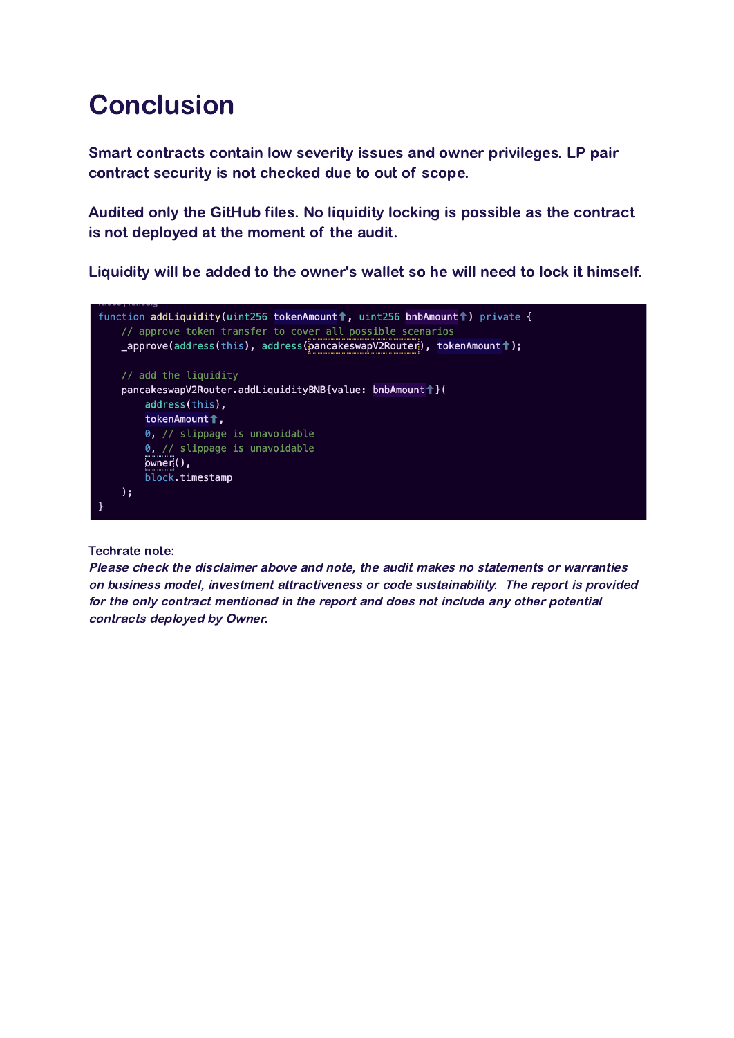# Conclusion

**Smart contracts contain low severity issues and owner privileges. LP pair contract security is not checked due to out of scope.**

**Audited only the GitHub files. No liquidity locking is possible as the contract is not deployed at the moment of the audit.**

**Liquidity will be added to the owner's wallet so he will need to lock it himself.**

```
function addLiquidity(uint256 tokenAmount, uint256 bnbAmount) private {
    // approve token transfer to cover all possible scenarios
    _approve(address(this), address(pancakeswapV2Router), tokenAmount);

    // add the liquidity
    pancakeswapV2Router.addLiquidityBNB{value: bnbAmount}(
        address(this),
        tokenAmount,
        0, // slippage is unavoidable
        0, // slippage is unavoidable
        owner(),
        block.timestamp
    );
}
```

Techrate note:
***Please check the disclaimer above and note, the audit makes no statements or warranties on business model, investment attractiveness or code sustainability. The report is provided for the only contract mentioned in the report and does not include any other potential contracts deployed by Owner.***